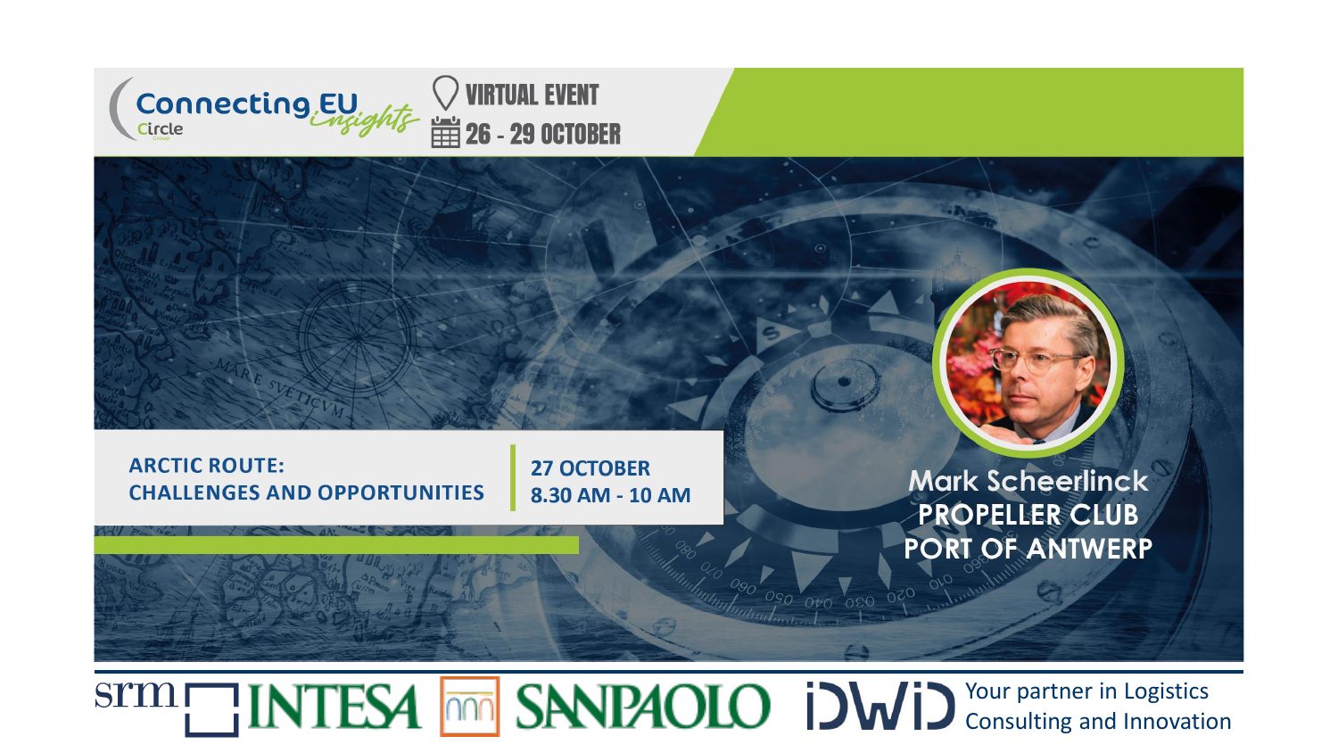Connecting EU insights

Circle Group

VIRTUAL EVENT

26 - 29 OCTOBER

# ARCTIC ROUTE: CHALLENGES AND OPPORTUNITIES

27 OCTOBER
8.30 AM - 10 AM

**Mark Scheerlinck**
**PROPELLER CLUB**
**PORT OF ANTWERP**

srm INTESA SANPAOLO iDWiD Your partner in Logistics Consulting and Innovation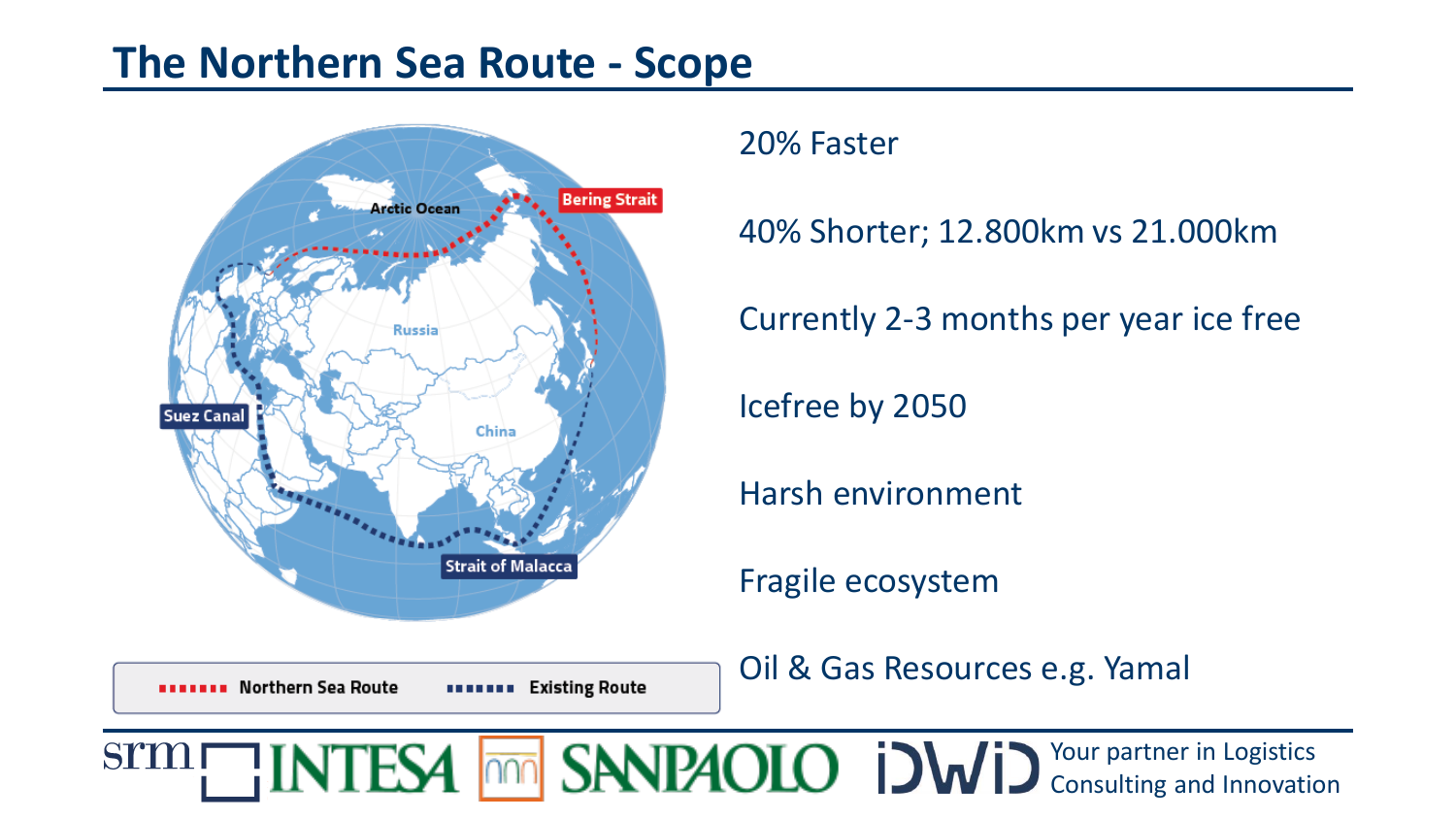# The Northern Sea Route - Scope

Arctic Ocean

Bering Strait

Russia

China

Suez Canal

Strait of Malacca

Northern Sea Route | Existing Route

20% Faster

40% Shorter; 12.800km vs 21.000km

Currently 2-3 months per year ice free

Icefree by 2050

Harsh environment

Fragile ecosystem

Oil & Gas Resources e.g. Yamal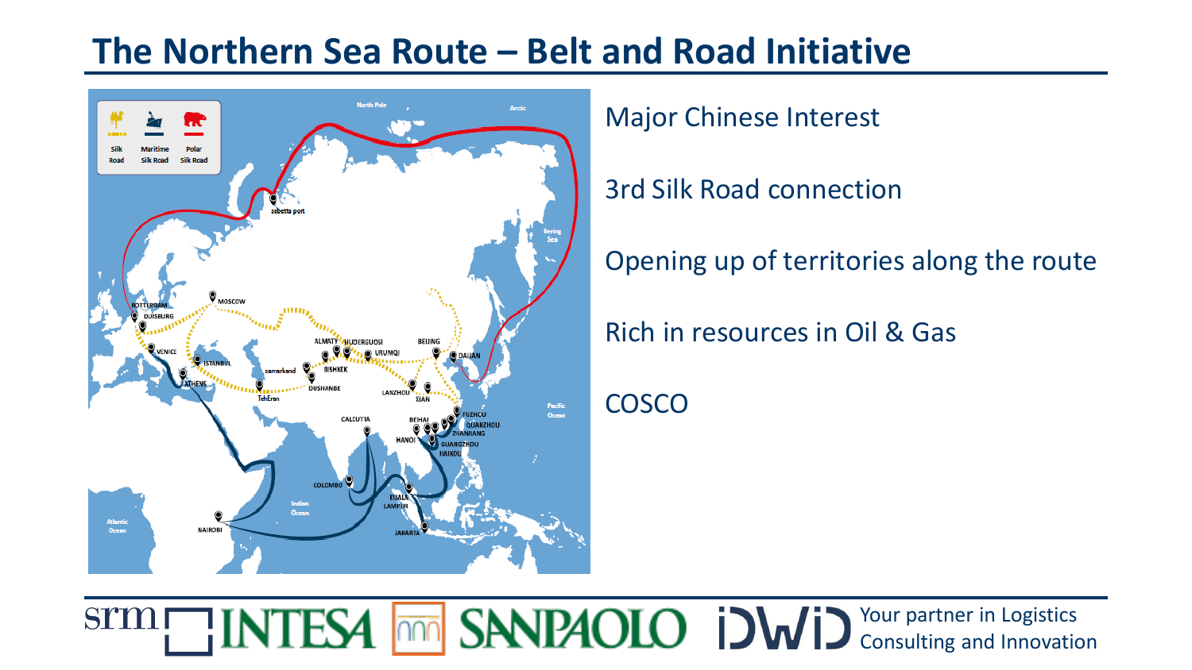# The Northern Sea Route – Belt and Road Initiative

Major Chinese Interest

3rd Silk Road connection

Opening up of territories along the route

Rich in resources in Oil & Gas

COSCO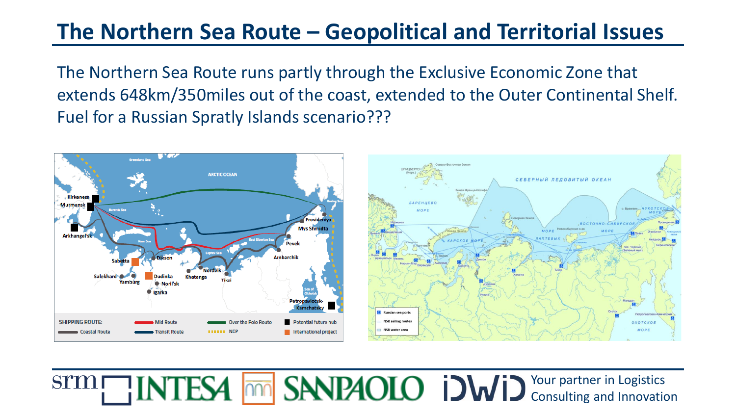# The Northern Sea Route – Geopolitical and Territorial Issues

The Northern Sea Route runs partly through the Exclusive Economic Zone that extends 648km/350miles out of the coast, extended to the Outer Continental Shelf. Fuel for a Russian Spraty Islands scenario???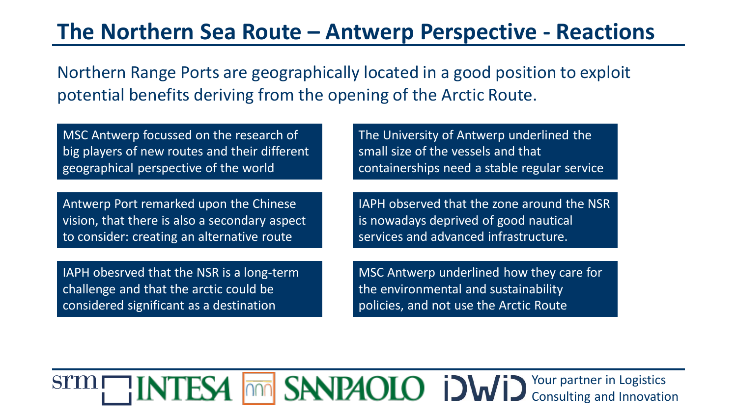# The Northern Sea Route – Antwerp Perspective - Reactions

Northern Range Ports are geographically located in a good position to exploit potential benefits deriving from the opening of the Arctic Route.

- MSC Antwerp focussed on the research of big players of new routes and their different geographical perspective of the world
- Antwerp Port remarked upon the Chinese vision, that there is also a secondary aspect to consider: creating an alternative route
- IAPH obesrved that the NSR is a long-term challenge and that the arctic could be considered significant as a destination
- The University of Antwerp underlined the small size of the vessels and that containerships need a stable regular service
- IAPH observed that the zone around the NSR is nowadays deprived of good nautical services and advanced infrastructure.
- MSC Antwerp underlined how they care for the environmental and sustainability policies, and not use the Arctic Route

Your partner in Logistics Consulting and Innovation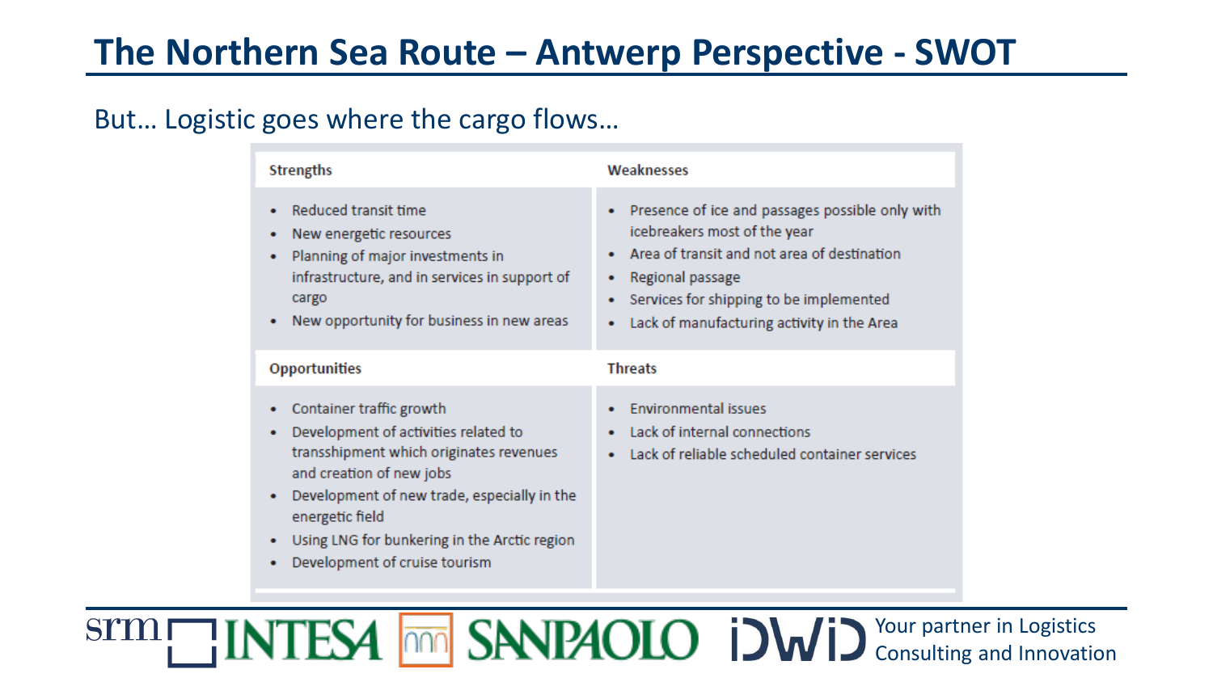# The Northern Sea Route – Antwerp Perspective - SWOT

But… Logistic goes where the cargo flows…

| Strengths | Weaknesses |
| --- | --- |
| • Reduced transit time<br>• New energetic resources<br>• Planning of major investments in infrastructure, and in services in support of cargo<br>• New opportunity for business in new areas | • Presence of ice and passages possible only with icebreakers most of the year<br>• Area of transit and not area of destination<br>• Regional passage<br>• Services for shipping to be implemented<br>• Lack of manufacturing activity in the Area |
| **Opportunities** | **Threats** |
| • Container traffic growth<br>• Development of activities related to transshipment which originates revenues and creation of new jobs<br>• Development of new trade, especially in the energetic field<br>• Using LNG for bunkering in the Arctic region<br>• Development of cruise tourism | • Environmental issues<br>• Lack of internal connections<br>• Lack of reliable scheduled container services |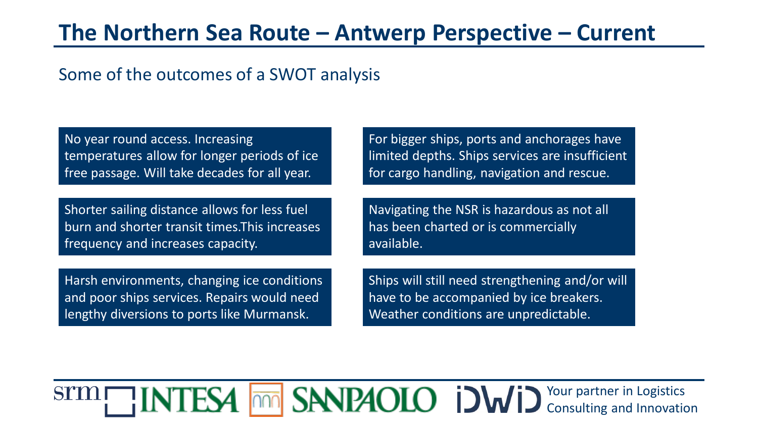# The Northern Sea Route – Antwerp Perspective – Current

Some of the outcomes of a SWOT analysis

No year round access. Increasing temperatures allow for longer periods of ice free passage. Will take decades for all year.

Shorter sailing distance allows for less fuel burn and shorter transit times.This increases frequency and increases capacity.

Harsh environments, changing ice conditions and poor ships services. Repairs would need lengthy diversions to ports like Murmansk.

For bigger ships, ports and anchorages have limited depths. Ships services are insufficient for cargo handling, navigation and rescue.

Navigating the NSR is hazardous as not all has been charted or is commercially available.

Ships will still need strengthening and/or will have to be accompanied by ice breakers. Weather conditions are unpredictable.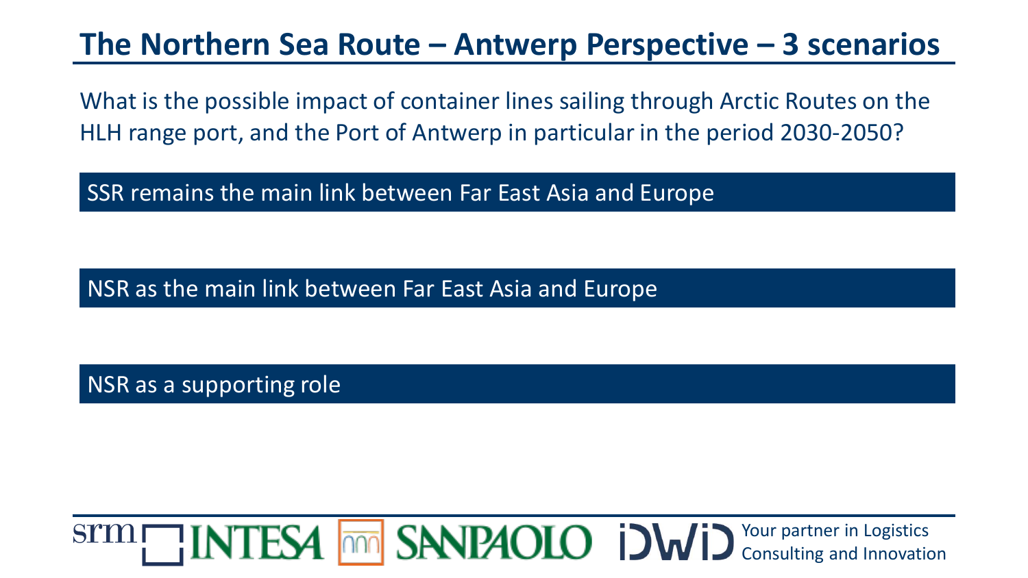# The Northern Sea Route – Antwerp Perspective – 3 scenarios

What is the possible impact of container lines sailing through Arctic Routes on the HLH range port, and the Port of Antwerp in particular in the period 2030-2050?

**SSR remains the main link between Far East Asia and Europe**

**NSR as the main link between Far East Asia and Europe**

**NSR as a supporting role**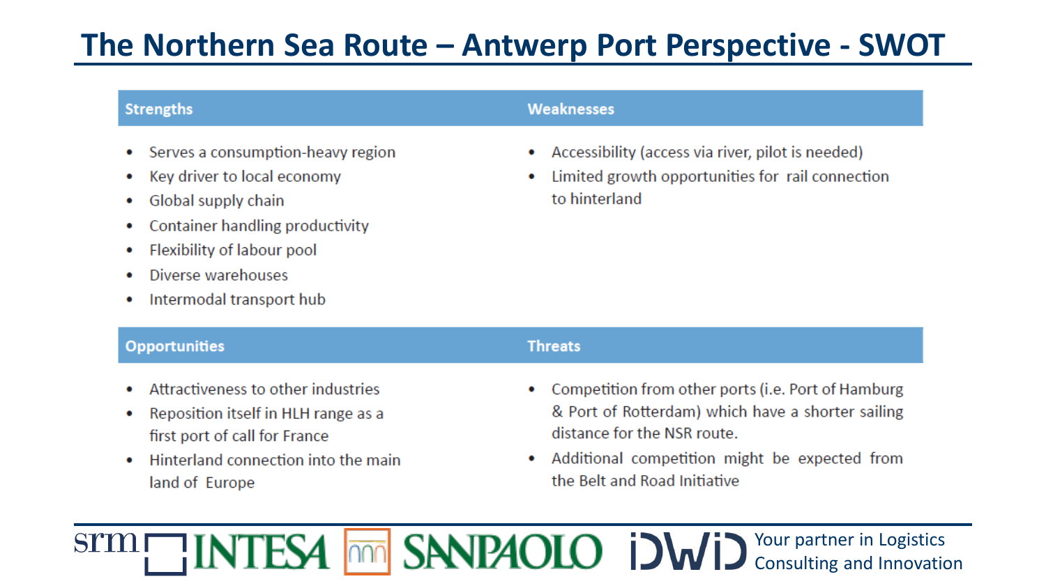# The Northern Sea Route – Antwerp Port Perspective - SWOT

### Strengths

- Serves a consumption-heavy region
- Key driver to local economy
- Global supply chain
- Container handling productivity
- Flexibility of labour pool
- Diverse warehouses
- Intermodal transport hub

### Weaknesses

- Accessibility (access via river, pilot is needed)
- Limited growth opportunities for rail connection to hinterland

### Opportunities

- Attractiveness to other industries
- Reposition itself in HLH range as a first port of call for France
- Hinterland connection into the main land of Europe

### Threats

- Competition from other ports (i.e. Port of Hamburg & Port of Rotterdam) which have a shorter sailing distance for the NSR route.
- Additional competition might be expected from the Belt and Road Initiative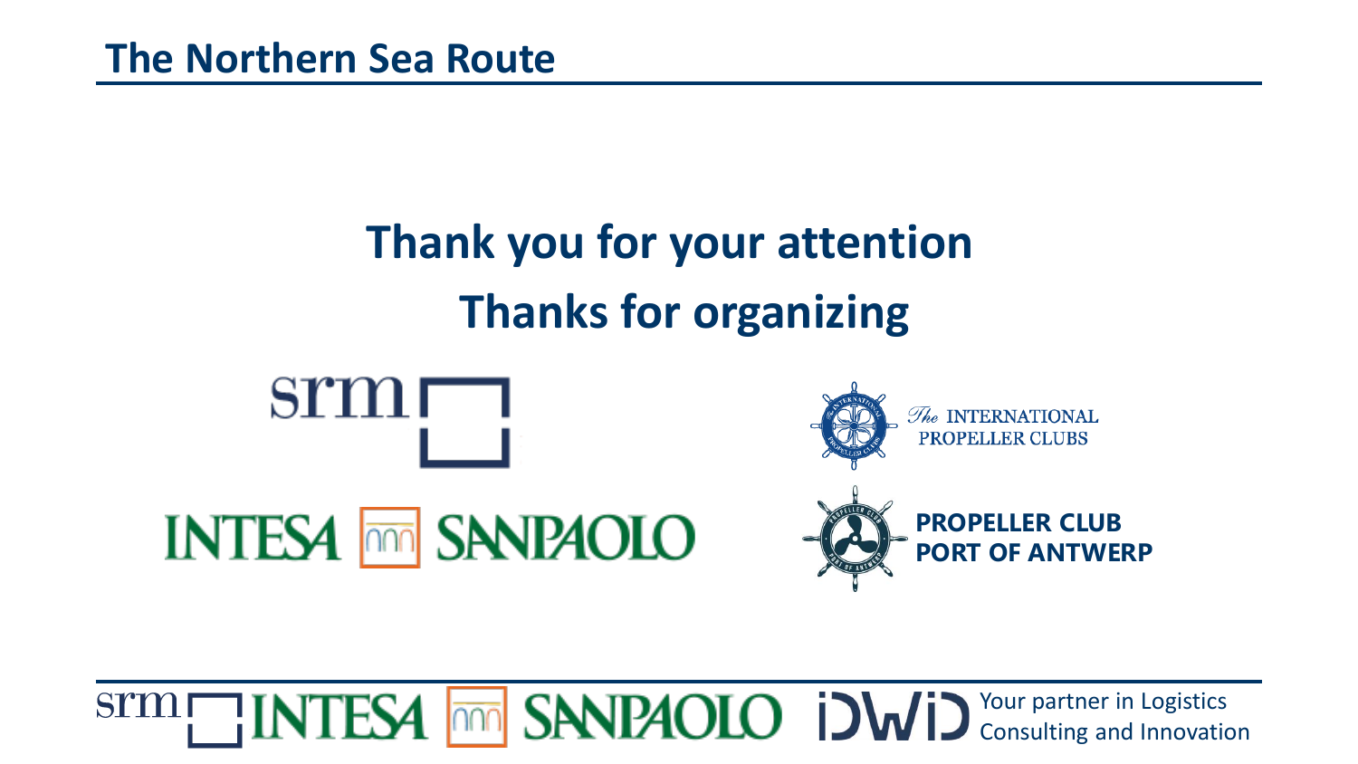## The Northern Sea Route

**Thank you for your attention**

**Thanks for organizing**

srm

INTESA SANPAOLO

The INTERNATIONAL PROPELLER CLUBS

**PROPELLER CLUB PORT OF ANTWERP**

srm INTESA SANPAOLO iDWiD Your partner in Logistics Consulting and Innovation